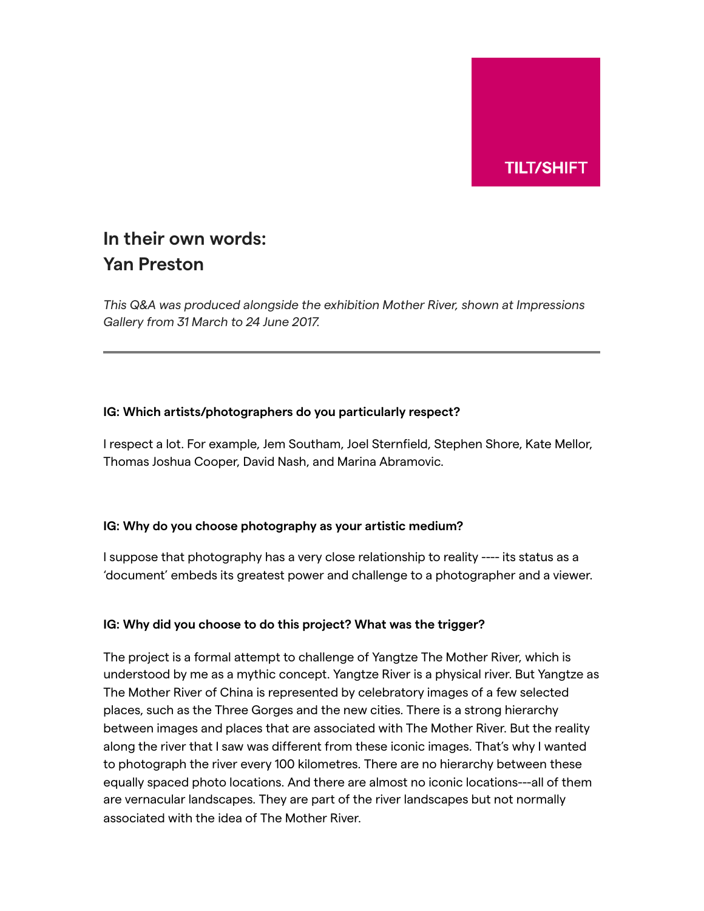TILT/SHIFT

# In their own words:
# Yan Preston

*This Q&A was produced alongside the exhibition Mother River, shown at Impressions Gallery from 31 March to 24 June 2017.*

---

**IG: Which artists/photographers do you particularly respect?**

I respect a lot. For example, Jem Southam, Joel Sternfield, Stephen Shore, Kate Mellor, Thomas Joshua Cooper, David Nash, and Marina Abramovic.

**IG: Why do you choose photography as your artistic medium?**

I suppose that photography has a very close relationship to reality ---- its status as a 'document' embeds its greatest power and challenge to a photographer and a viewer.

**IG: Why did you choose to do this project? What was the trigger?**

The project is a formal attempt to challenge of Yangtze The Mother River, which is understood by me as a mythic concept. Yangtze River is a physical river. But Yangtze as The Mother River of China is represented by celebratory images of a few selected places, such as the Three Gorges and the new cities. There is a strong hierarchy between images and places that are associated with The Mother River. But the reality along the river that I saw was different from these iconic images. That's why I wanted to photograph the river every 100 kilometres. There are no hierarchy between these equally spaced photo locations. And there are almost no iconic locations---all of them are vernacular landscapes. They are part of the river landscapes but not normally associated with the idea of The Mother River.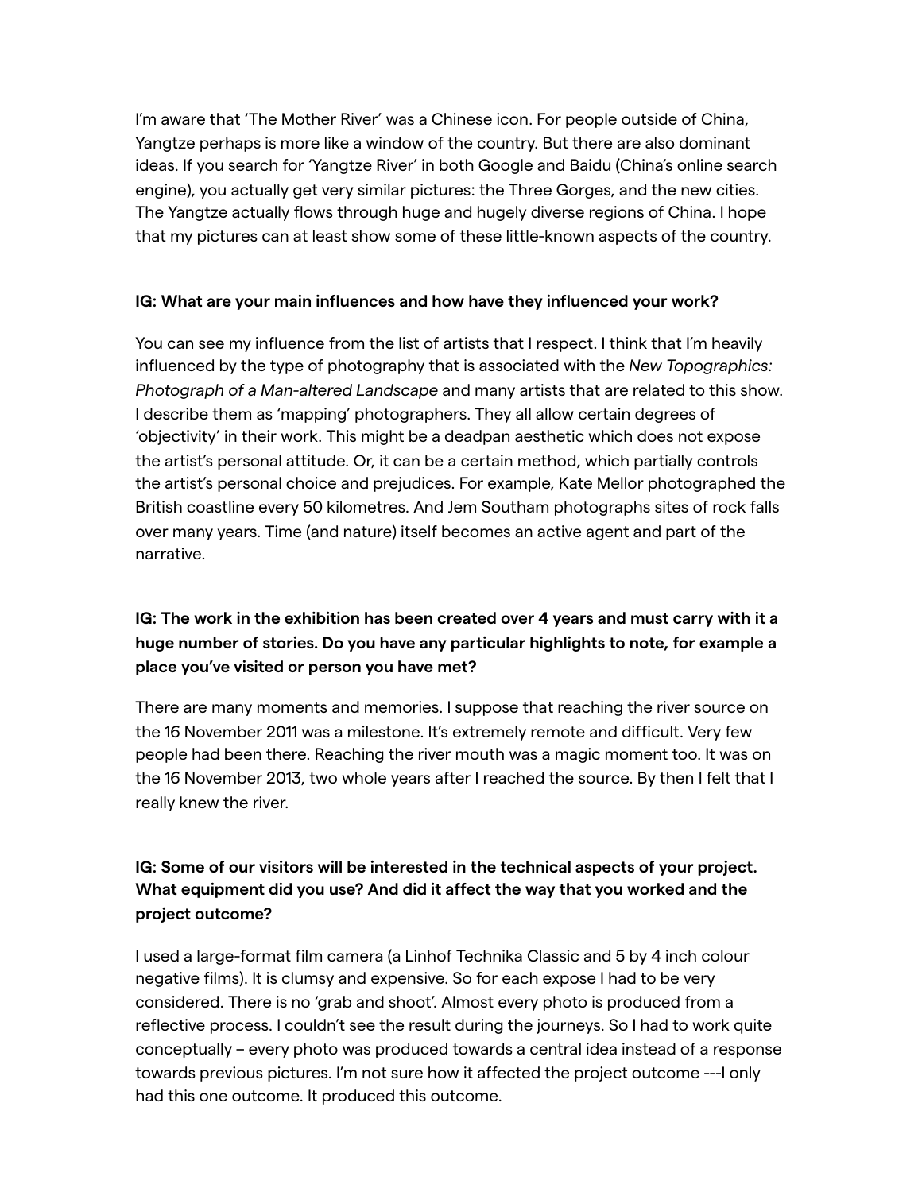I'm aware that 'The Mother River' was a Chinese icon. For people outside of China, Yangtze perhaps is more like a window of the country. But there are also dominant ideas. If you search for 'Yangtze River' in both Google and Baidu (China's online search engine), you actually get very similar pictures: the Three Gorges, and the new cities. The Yangtze actually flows through huge and hugely diverse regions of China. I hope that my pictures can at least show some of these little-known aspects of the country.

**IG: What are your main influences and how have they influenced your work?**

You can see my influence from the list of artists that I respect. I think that I'm heavily influenced by the type of photography that is associated with the *New Topographics: Photograph of a Man-altered Landscape* and many artists that are related to this show. I describe them as 'mapping' photographers. They all allow certain degrees of 'objectivity' in their work. This might be a deadpan aesthetic which does not expose the artist's personal attitude. Or, it can be a certain method, which partially controls the artist's personal choice and prejudices. For example, Kate Mellor photographed the British coastline every 50 kilometres. And Jem Southam photographs sites of rock falls over many years. Time (and nature) itself becomes an active agent and part of the narrative.

**IG: The work in the exhibition has been created over 4 years and must carry with it a huge number of stories. Do you have any particular highlights to note, for example a place you've visited or person you have met?**

There are many moments and memories. I suppose that reaching the river source on the 16 November 2011 was a milestone. It's extremely remote and difficult. Very few people had been there. Reaching the river mouth was a magic moment too. It was on the 16 November 2013, two whole years after I reached the source. By then I felt that I really knew the river.

**IG: Some of our visitors will be interested in the technical aspects of your project. What equipment did you use? And did it affect the way that you worked and the project outcome?**

I used a large-format film camera (a Linhof Technika Classic and 5 by 4 inch colour negative films). It is clumsy and expensive. So for each expose I had to be very considered. There is no 'grab and shoot'. Almost every photo is produced from a reflective process. I couldn't see the result during the journeys. So I had to work quite conceptually – every photo was produced towards a central idea instead of a response towards previous pictures. I'm not sure how it affected the project outcome ---I only had this one outcome. It produced this outcome.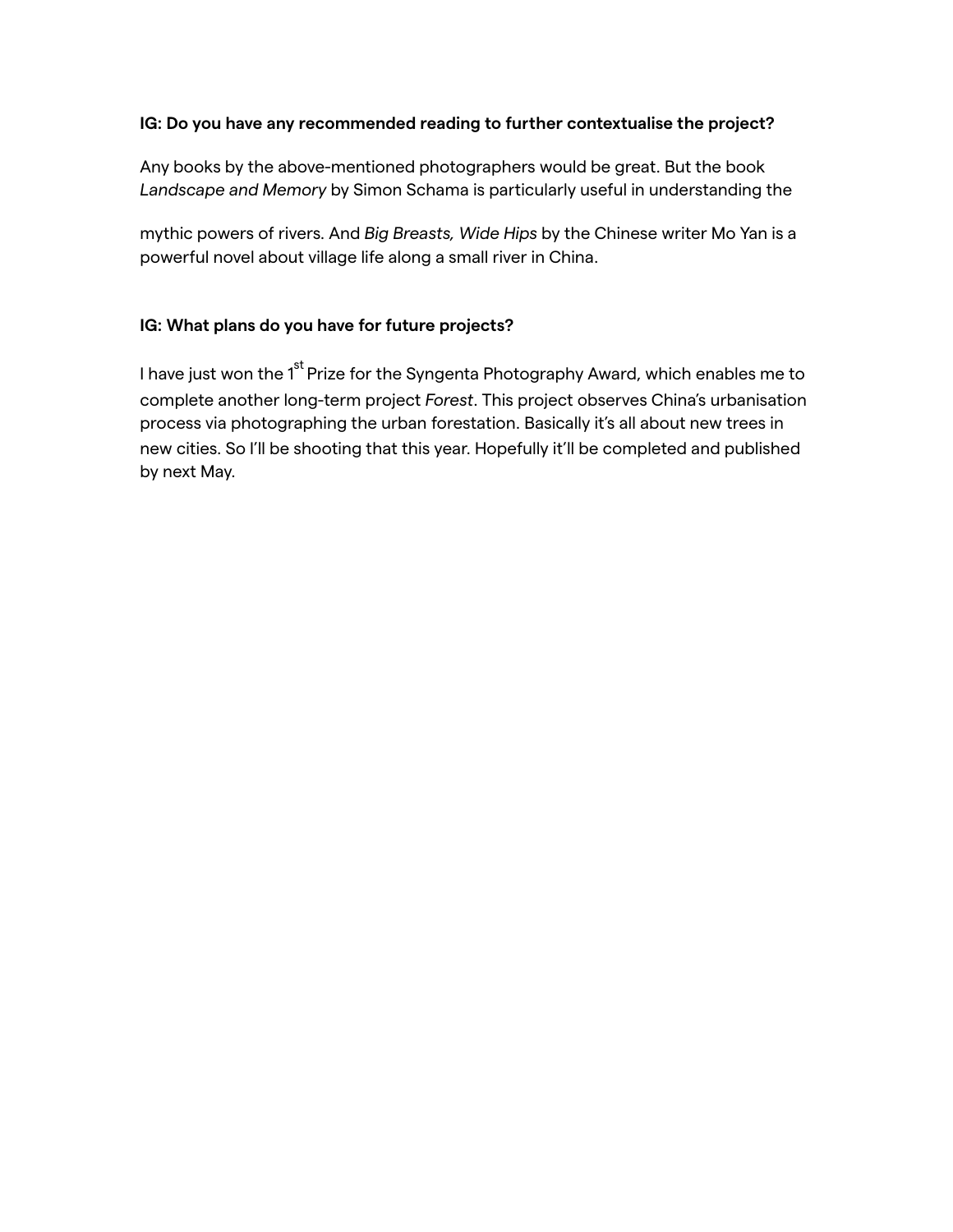**IG: Do you have any recommended reading to further contextualise the project?**

Any books by the above-mentioned photographers would be great. But the book *Landscape and Memory* by Simon Schama is particularly useful in understanding the mythic powers of rivers. And *Big Breasts, Wide Hips* by the Chinese writer Mo Yan is a powerful novel about village life along a small river in China.

**IG: What plans do you have for future projects?**

I have just won the 1st Prize for the Syngenta Photography Award, which enables me to complete another long-term project *Forest*. This project observes China's urbanisation process via photographing the urban forestation. Basically it's all about new trees in new cities. So I'll be shooting that this year. Hopefully it'll be completed and published by next May.